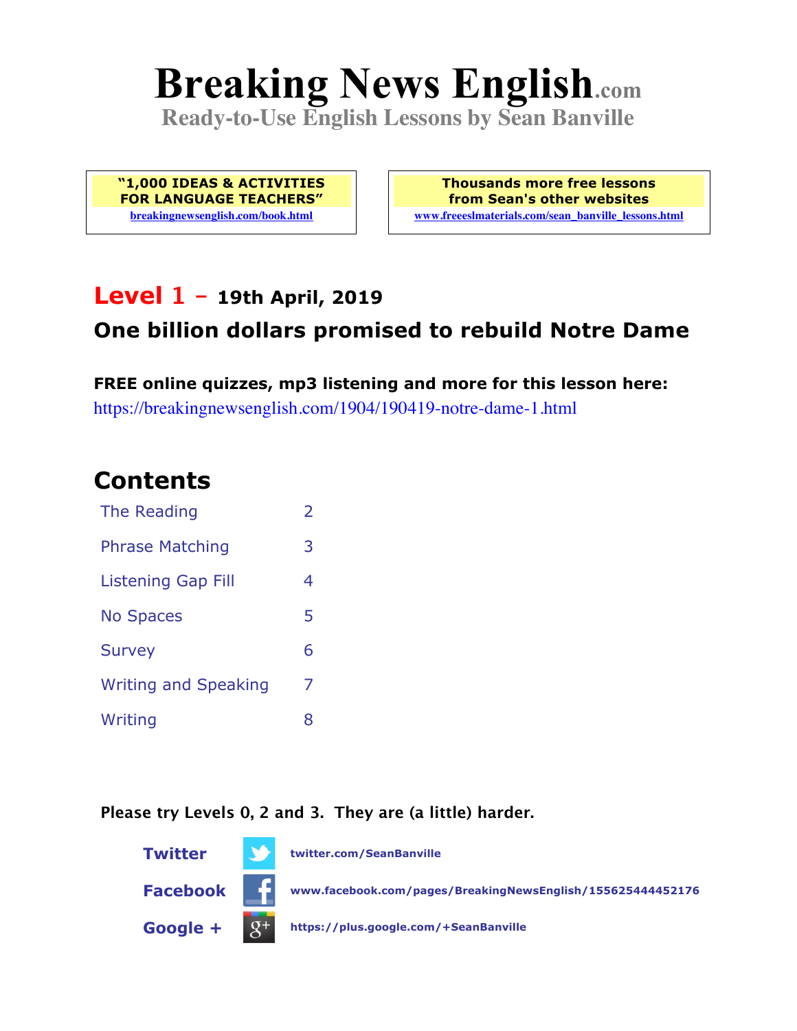# Breaking News English.com

**Ready-to-Use English Lessons by Sean Banville**

**"1,000 IDEAS & ACTIVITIES FOR LANGUAGE TEACHERS"**
breakingnewsenglish.com/book.html

**Thousands more free lessons from Sean's other websites**
www.freeeslmaterials.com/sean_banville_lessons.html

## Level 1 - 19th April, 2019

## One billion dollars promised to rebuild Notre Dame

**FREE online quizzes, mp3 listening and more for this lesson here:**
https://breakingnewsenglish.com/1904/190419-notre-dame-1.html

## Contents

| | |
|---|---|
| The Reading | 2 |
| Phrase Matching | 3 |
| Listening Gap Fill | 4 |
| No Spaces | 5 |
| Survey | 6 |
| Writing and Speaking | 7 |
| Writing | 8 |

**Please try Levels 0, 2 and 3. They are (a little) harder.**

**Twitter** twitter.com/SeanBanville

**Facebook** www.facebook.com/pages/BreakingNewsEnglish/155625444452176

**Google +** https://plus.google.com/+SeanBanville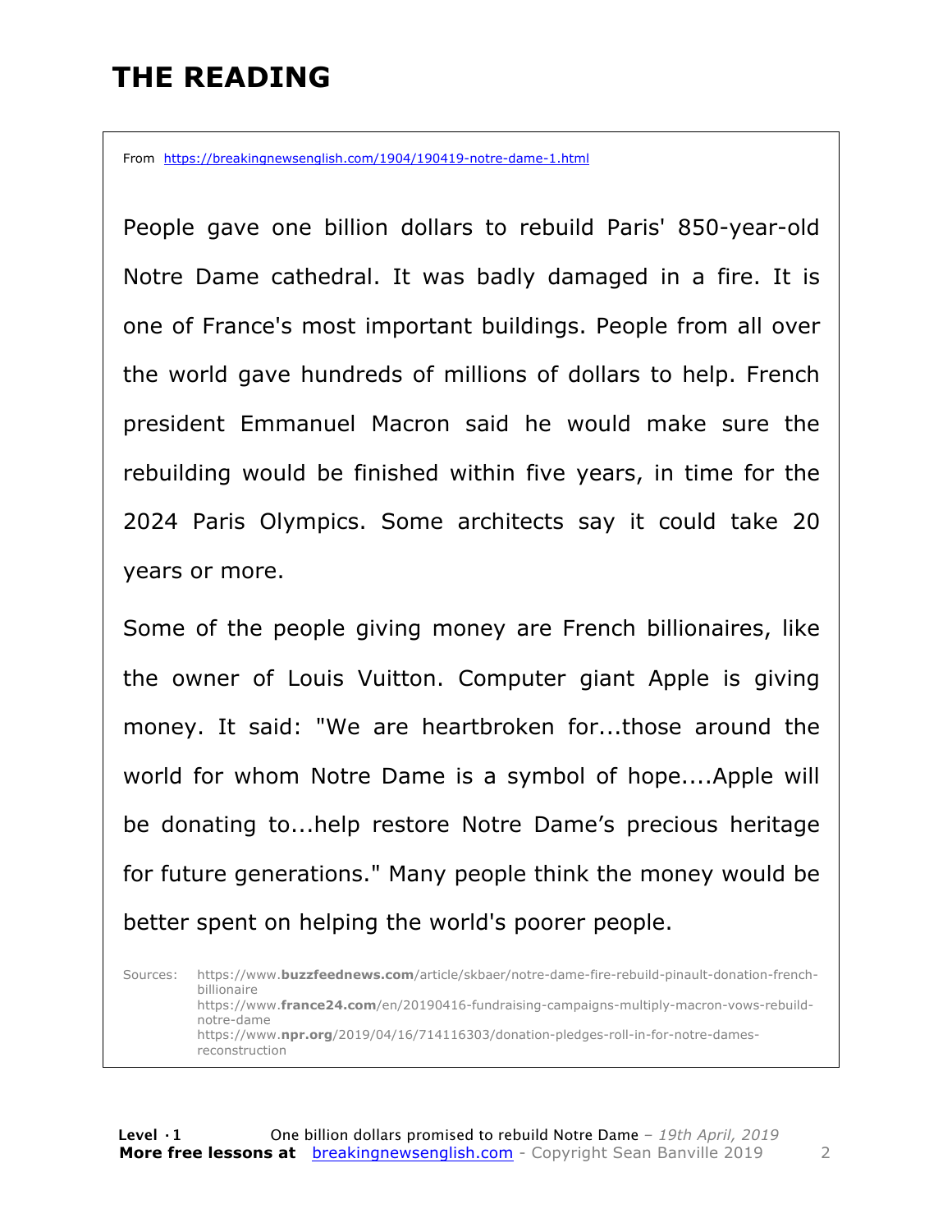# THE READING

From https://breakingnewsenglish.com/1904/190419-notre-dame-1.html

People gave one billion dollars to rebuild Paris' 850-year-old Notre Dame cathedral. It was badly damaged in a fire. It is one of France's most important buildings. People from all over the world gave hundreds of millions of dollars to help. French president Emmanuel Macron said he would make sure the rebuilding would be finished within five years, in time for the 2024 Paris Olympics. Some architects say it could take 20 years or more.

Some of the people giving money are French billionaires, like the owner of Louis Vuitton. Computer giant Apple is giving money. It said: "We are heartbroken for...those around the world for whom Notre Dame is a symbol of hope....Apple will be donating to...help restore Notre Dame's precious heritage for future generations." Many people think the money would be better spent on helping the world's poorer people.

Sources: https://www.**buzzfeednews.com**/article/skbaer/notre-dame-fire-rebuild-pinault-donation-french-billionaire
https://www.**france24.com**/en/20190416-fundraising-campaigns-multiply-macron-vows-rebuild-notre-dame
https://www.**npr.org**/2019/04/16/714116303/donation-pledges-roll-in-for-notre-dames-reconstruction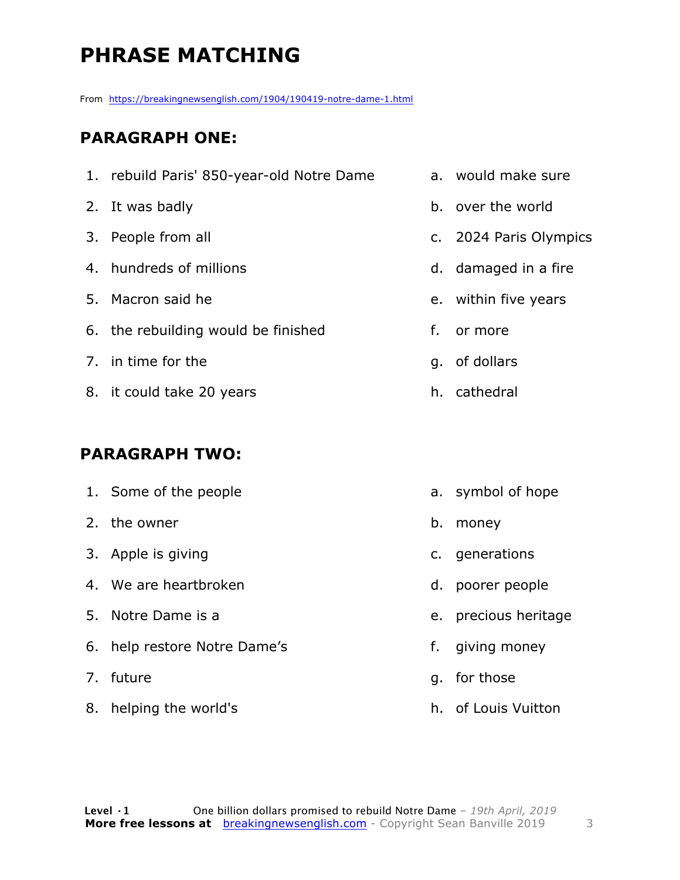# PHRASE MATCHING

From https://breakingnewsenglish.com/1904/190419-notre-dame-1.html

## PARAGRAPH ONE:

| | |
|---|---|
| 1. rebuild Paris' 850-year-old Notre Dame | a. would make sure |
| 2. It was badly | b. over the world |
| 3. People from all | c. 2024 Paris Olympics |
| 4. hundreds of millions | d. damaged in a fire |
| 5. Macron said he | e. within five years |
| 6. the rebuilding would be finished | f. or more |
| 7. in time for the | g. of dollars |
| 8. it could take 20 years | h. cathedral |

## PARAGRAPH TWO:

| | |
|---|---|
| 1. Some of the people | a. symbol of hope |
| 2. the owner | b. money |
| 3. Apple is giving | c. generations |
| 4. We are heartbroken | d. poorer people |
| 5. Notre Dame is a | e. precious heritage |
| 6. help restore Notre Dame’s | f. giving money |
| 7. future | g. for those |
| 8. helping the world's | h. of Louis Vuitton |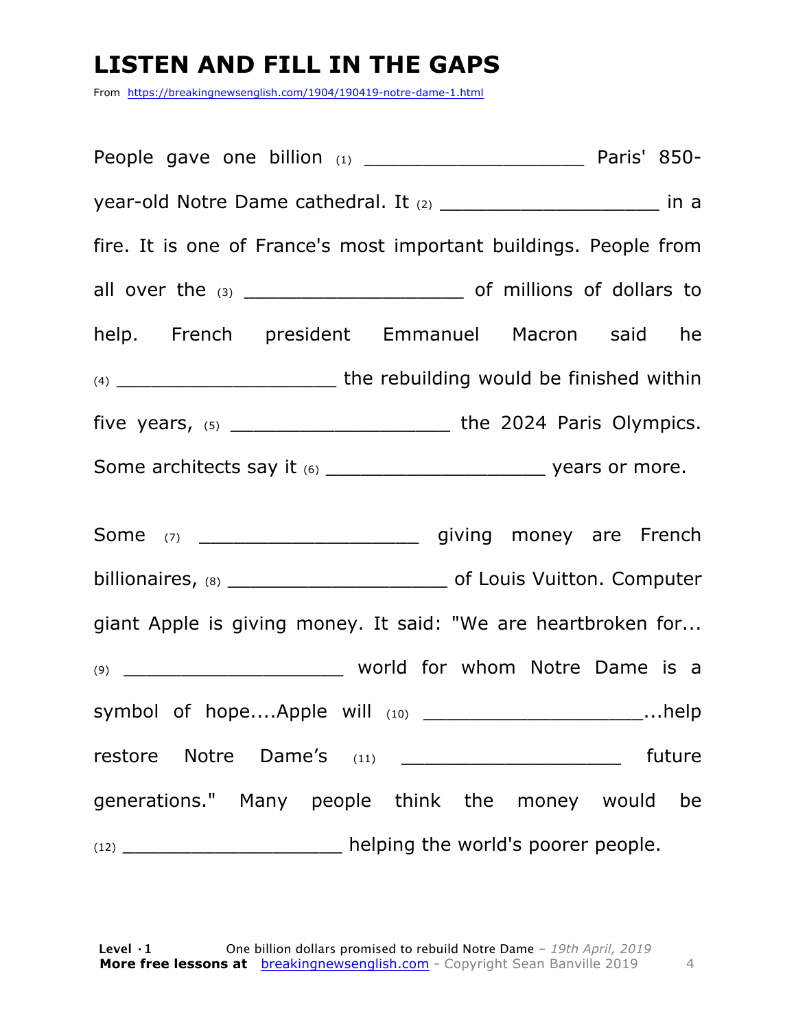# LISTEN AND FILL IN THE GAPS

From https://breakingnewsenglish.com/1904/190419-notre-dame-1.html

People gave one billion (1) ____________________ Paris' 850-year-old Notre Dame cathedral. It (2) ____________________ in a fire. It is one of France's most important buildings. People from all over the (3) ____________________ of millions of dollars to help. French president Emmanuel Macron said he (4) ____________________ the rebuilding would be finished within five years, (5) ____________________ the 2024 Paris Olympics. Some architects say it (6) ____________________ years or more.

Some (7) ____________________ giving money are French billionaires, (8) ____________________ of Louis Vuitton. Computer giant Apple is giving money. It said: "We are heartbroken for... (9) ____________________ world for whom Notre Dame is a symbol of hope....Apple will (10) ____________________...help restore Notre Dame's (11) ____________________ future generations." Many people think the money would be (12) ____________________ helping the world's poorer people.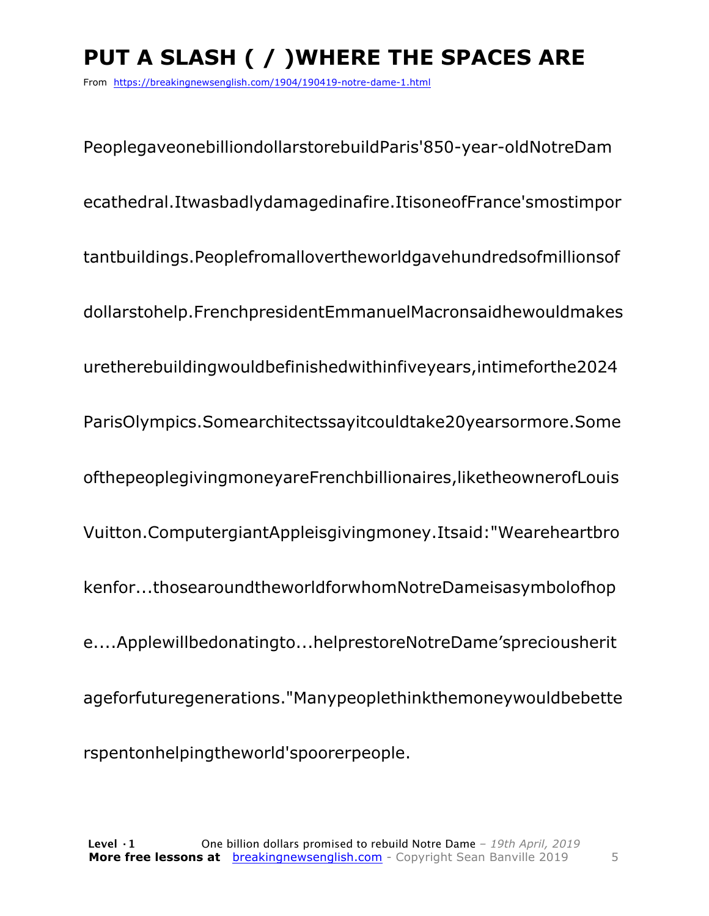# PUT A SLASH ( / )WHERE THE SPACES ARE

From https://breakingnewsenglish.com/1904/190419-notre-dame-1.html

PeoplegaveonebilliondollarstorebuildParis'850-year-oldNotreDam

ecathedral.Itwasbadlydamagedinafire.ItisoneofFrance'smostimpor

tantbuildings.Peoplefromallovertheworldgavehundredsofmillionsof

dollarstohelp.FrenchpresidentEmmanuelMacronsaidhewouldmakes

uretherebuildingwouldbefinishedwithinfiveyears,intimeforthe2024

ParisOlympics.Somearchitectssayitcouldtake20yearsormore.Some

ofthepeoplegivingmoneyareFrenchbillionaires,liketheownerofLouis

Vuitton.ComputergiantAppleisgivingmoney.Itsaid:"Weareheartbro

kenfor...thosearoundtheworldforwhomNotreDameisasymbolofhop

e....Applewillbedonatingto...helprestoreNotreDame'spreciousherit

ageforfuturegenerations."Manypeoplethinkthemoneywouldbebette

rspentonhelpingtheworld'spoorerpeople.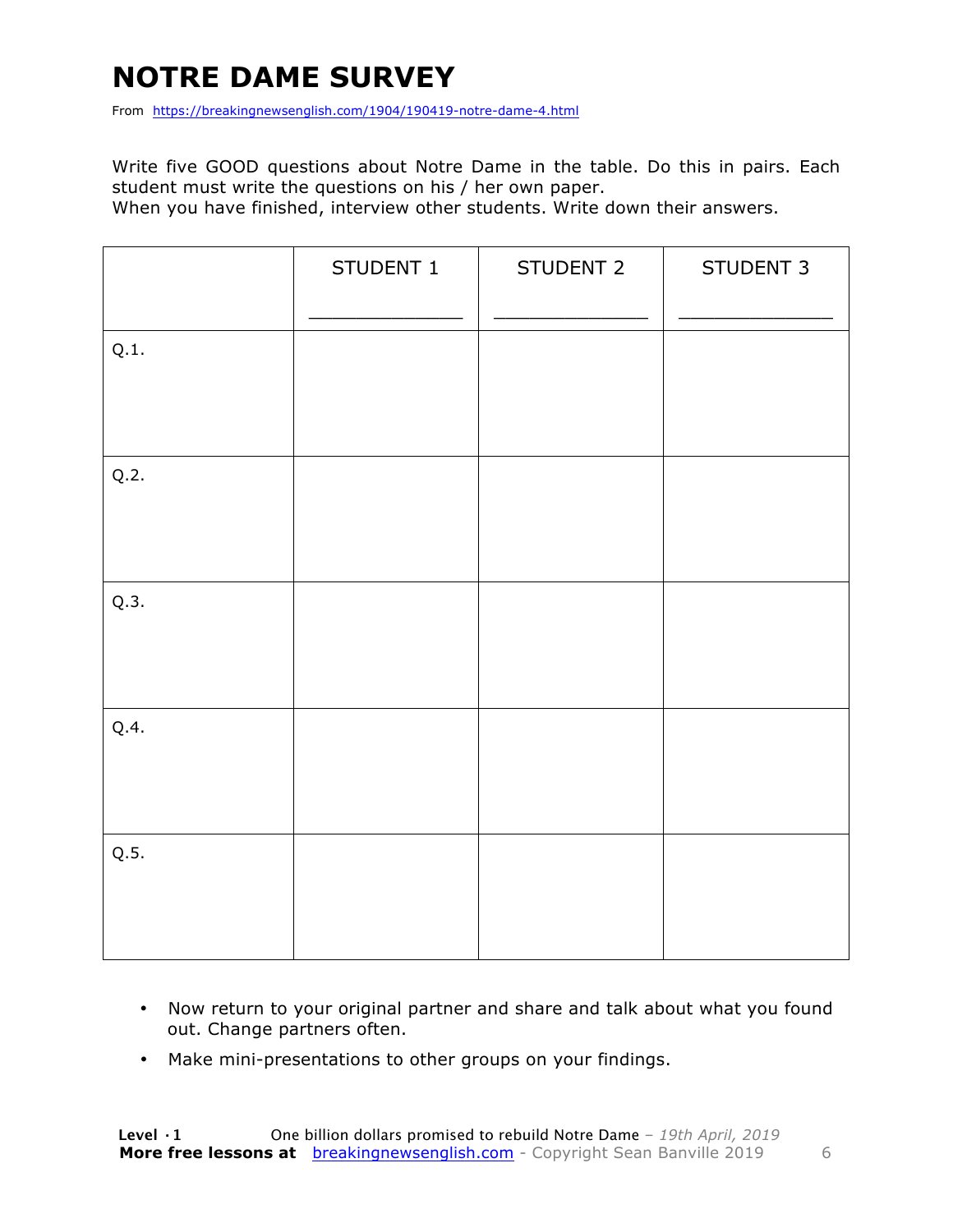# NOTRE DAME SURVEY

From https://breakingnewsenglish.com/1904/190419-notre-dame-4.html

Write five GOOD questions about Notre Dame in the table. Do this in pairs. Each student must write the questions on his / her own paper.
When you have finished, interview other students. Write down their answers.

| | STUDENT 1 ______________ | STUDENT 2 ______________ | STUDENT 3 ______________ |
|---|---|---|---|
| Q.1. | | | |
| Q.2. | | | |
| Q.3. | | | |
| Q.4. | | | |
| Q.5. | | | |

- Now return to your original partner and share and talk about what you found out. Change partners often.
- Make mini-presentations to other groups on your findings.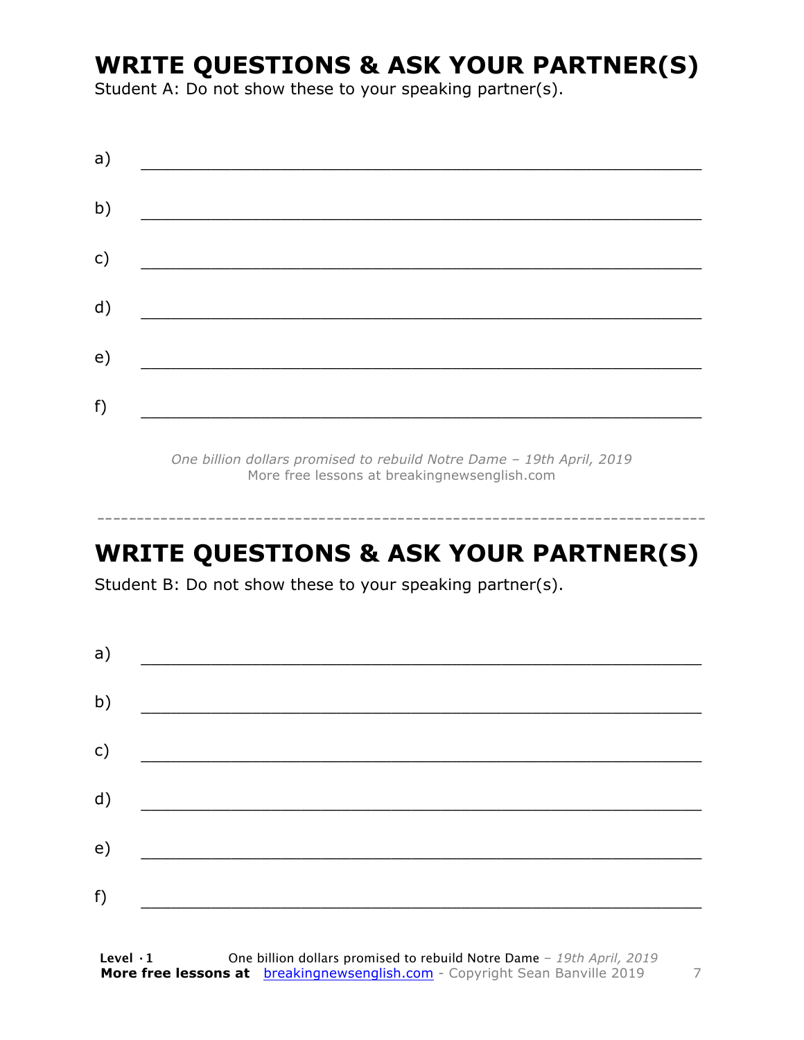## WRITE QUESTIONS & ASK YOUR PARTNER(S)

Student A: Do not show these to your speaking partner(s).

a) ____________________________________________________________

b) ____________________________________________________________

c) ____________________________________________________________

d) ____________________________________________________________

e) ____________________________________________________________

f) ____________________________________________________________

*One billion dollars promised to rebuild Notre Dame – 19th April, 2019*
More free lessons at breakingnewsenglish.com

---

## WRITE QUESTIONS & ASK YOUR PARTNER(S)

Student B: Do not show these to your speaking partner(s).

a) ____________________________________________________________

b) ____________________________________________________________

c) ____________________________________________________________

d) ____________________________________________________________

e) ____________________________________________________________

f) ____________________________________________________________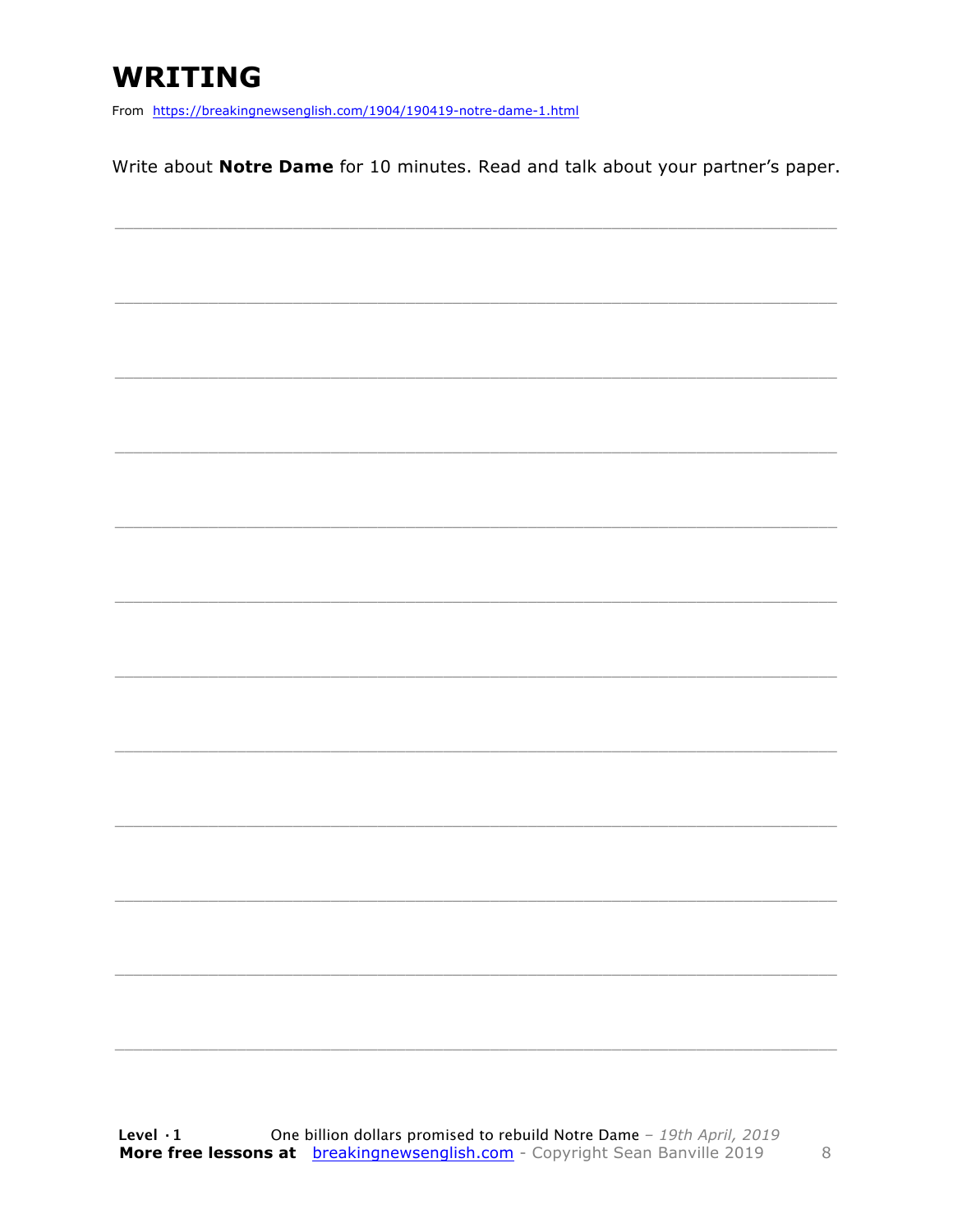# WRITING

From https://breakingnewsenglish.com/1904/190419-notre-dame-1.html

Write about **Notre Dame** for 10 minutes. Read and talk about your partner's paper.

___________________________________________________________________________

___________________________________________________________________________

___________________________________________________________________________

___________________________________________________________________________

___________________________________________________________________________

___________________________________________________________________________

___________________________________________________________________________

___________________________________________________________________________

___________________________________________________________________________

___________________________________________________________________________

___________________________________________________________________________

___________________________________________________________________________